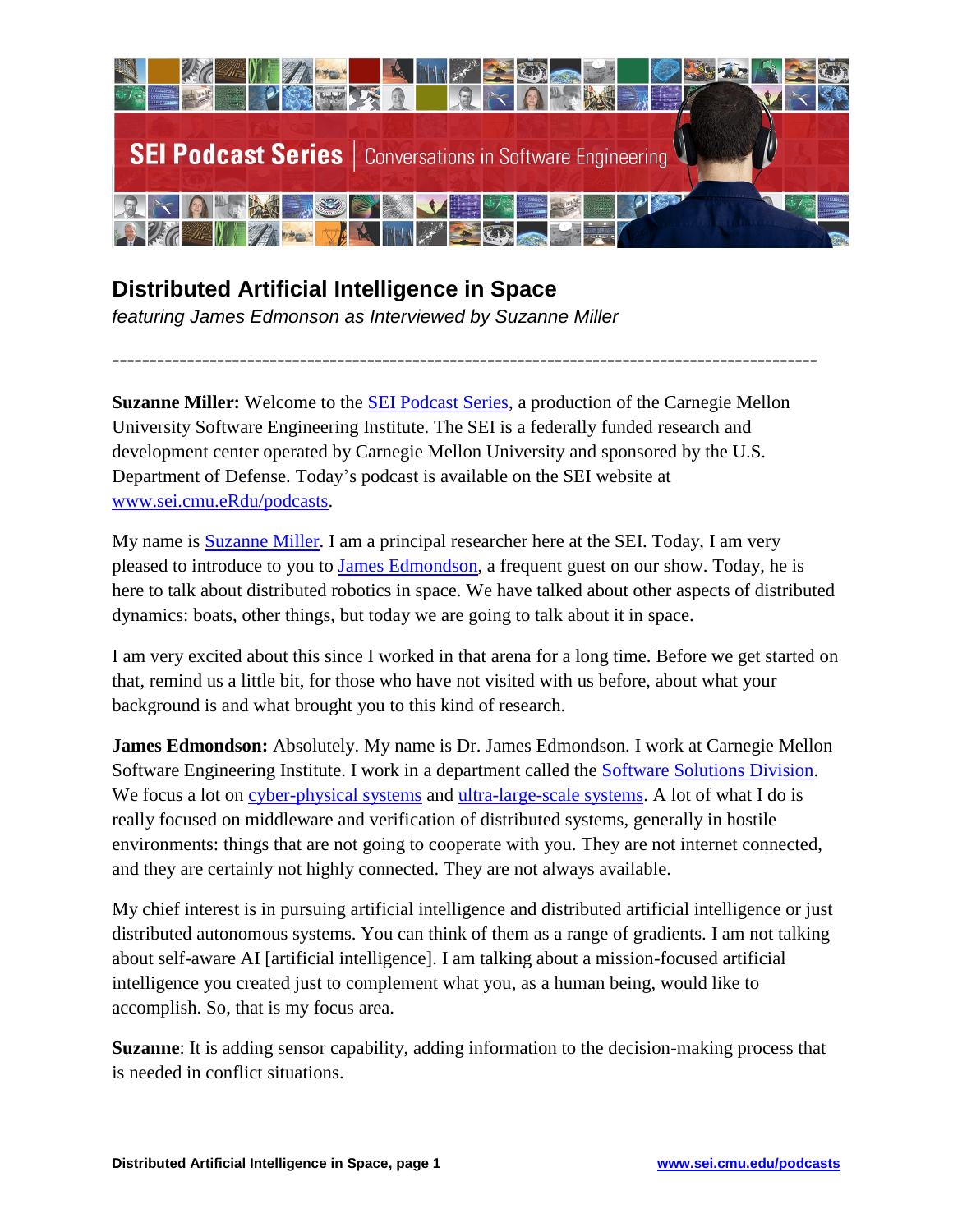# Distributed Artificial Intelligence in Space

*featuring James Edmonson as Interviewed by Suzanne Miller*

---

**Suzanne Miller:** Welcome to the SEI Podcast Series, a production of the Carnegie Mellon University Software Engineering Institute. The SEI is a federally funded research and development center operated by Carnegie Mellon University and sponsored by the U.S. Department of Defense. Today's podcast is available on the SEI website at www.sei.cmu.eRdu/podcasts.

My name is Suzanne Miller. I am a principal researcher here at the SEI. Today, I am very pleased to introduce to you to James Edmondson, a frequent guest on our show. Today, he is here to talk about distributed robotics in space. We have talked about other aspects of distributed dynamics: boats, other things, but today we are going to talk about it in space.

I am very excited about this since I worked in that arena for a long time. Before we get started on that, remind us a little bit, for those who have not visited with us before, about what your background is and what brought you to this kind of research.

**James Edmondson:** Absolutely. My name is Dr. James Edmondson. I work at Carnegie Mellon Software Engineering Institute. I work in a department called the Software Solutions Division. We focus a lot on cyber-physical systems and ultra-large-scale systems. A lot of what I do is really focused on middleware and verification of distributed systems, generally in hostile environments: things that are not going to cooperate with you. They are not internet connected, and they are certainly not highly connected. They are not always available.

My chief interest is in pursuing artificial intelligence and distributed artificial intelligence or just distributed autonomous systems. You can think of them as a range of gradients. I am not talking about self-aware AI [artificial intelligence]. I am talking about a mission-focused artificial intelligence you created just to complement what you, as a human being, would like to accomplish. So, that is my focus area.

**Suzanne**: It is adding sensor capability, adding information to the decision-making process that is needed in conflict situations.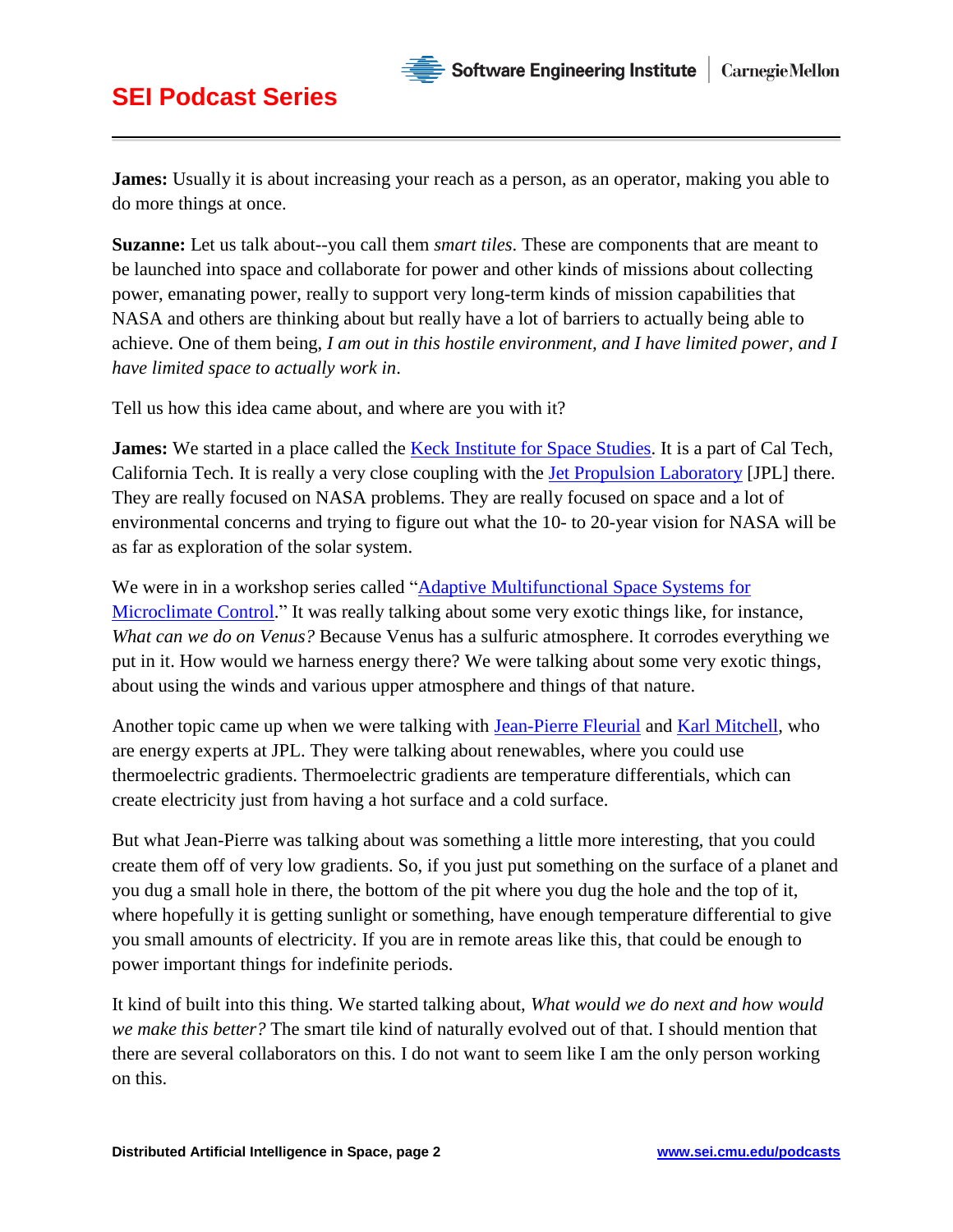**James:** Usually it is about increasing your reach as a person, as an operator, making you able to do more things at once.

**Suzanne:** Let us talk about--you call them *smart tiles*. These are components that are meant to be launched into space and collaborate for power and other kinds of missions about collecting power, emanating power, really to support very long-term kinds of mission capabilities that NASA and others are thinking about but really have a lot of barriers to actually being able to achieve. One of them being, *I am out in this hostile environment, and I have limited power, and I have limited space to actually work in*.

Tell us how this idea came about, and where are you with it?

**James:** We started in a place called the [Keck Institute for Space Studies](). It is a part of Cal Tech, California Tech. It is really a very close coupling with the [Jet Propulsion Laboratory]() [JPL] there. They are really focused on NASA problems. They are really focused on space and a lot of environmental concerns and trying to figure out what the 10- to 20-year vision for NASA will be as far as exploration of the solar system.

We were in in a workshop series called "[Adaptive Multifunctional Space Systems for Microclimate Control]()." It was really talking about some very exotic things like, for instance, *What can we do on Venus?* Because Venus has a sulfuric atmosphere. It corrodes everything we put in it. How would we harness energy there? We were talking about some very exotic things, about using the winds and various upper atmosphere and things of that nature.

Another topic came up when we were talking with [Jean-Pierre Fleurial]() and [Karl Mitchell](), who are energy experts at JPL. They were talking about renewables, where you could use thermoelectric gradients. Thermoelectric gradients are temperature differentials, which can create electricity just from having a hot surface and a cold surface.

But what Jean-Pierre was talking about was something a little more interesting, that you could create them off of very low gradients. So, if you just put something on the surface of a planet and you dug a small hole in there, the bottom of the pit where you dug the hole and the top of it, where hopefully it is getting sunlight or something, have enough temperature differential to give you small amounts of electricity. If you are in remote areas like this, that could be enough to power important things for indefinite periods.

It kind of built into this thing. We started talking about, *What would we do next and how would we make this better?* The smart tile kind of naturally evolved out of that. I should mention that there are several collaborators on this. I do not want to seem like I am the only person working on this.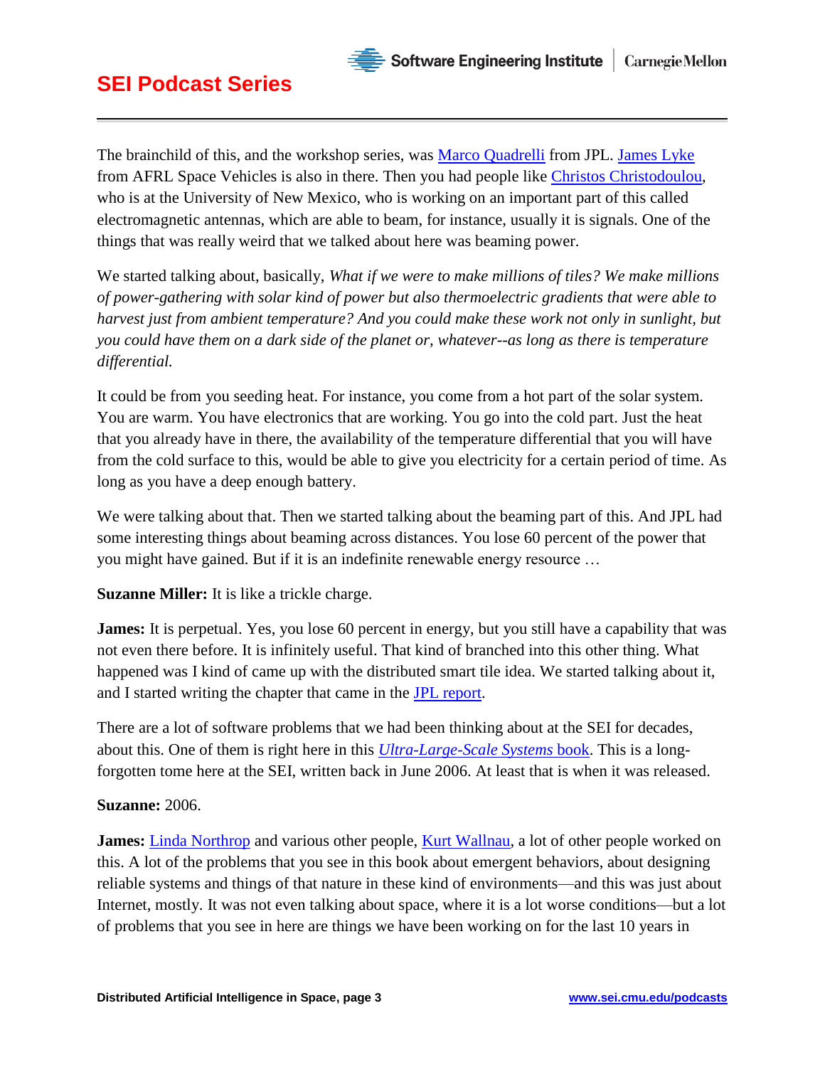The brainchild of this, and the workshop series, was Marco Quadrelli from JPL. James Lyke from AFRL Space Vehicles is also in there. Then you had people like Christos Christodoulou, who is at the University of New Mexico, who is working on an important part of this called electromagnetic antennas, which are able to beam, for instance, usually it is signals. One of the things that was really weird that we talked about here was beaming power.

We started talking about, basically, *What if we were to make millions of tiles? We make millions of power-gathering with solar kind of power but also thermoelectric gradients that were able to harvest just from ambient temperature? And you could make these work not only in sunlight, but you could have them on a dark side of the planet or, whatever--as long as there is temperature differential.*

It could be from you seeding heat. For instance, you come from a hot part of the solar system. You are warm. You have electronics that are working. You go into the cold part. Just the heat that you already have in there, the availability of the temperature differential that you will have from the cold surface to this, would be able to give you electricity for a certain period of time. As long as you have a deep enough battery.

We were talking about that. Then we started talking about the beaming part of this. And JPL had some interesting things about beaming across distances. You lose 60 percent of the power that you might have gained. But if it is an indefinite renewable energy resource …

**Suzanne Miller:** It is like a trickle charge.

**James:** It is perpetual. Yes, you lose 60 percent in energy, but you still have a capability that was not even there before. It is infinitely useful. That kind of branched into this other thing. What happened was I kind of came up with the distributed smart tile idea. We started talking about it, and I started writing the chapter that came in the JPL report.

There are a lot of software problems that we had been thinking about at the SEI for decades, about this. One of them is right here in this *Ultra-Large-Scale Systems* book. This is a long-forgotten tome here at the SEI, written back in June 2006. At least that is when it was released.

**Suzanne:** 2006.

**James:** Linda Northrop and various other people, Kurt Wallnau, a lot of other people worked on this. A lot of the problems that you see in this book about emergent behaviors, about designing reliable systems and things of that nature in these kind of environments—and this was just about Internet, mostly. It was not even talking about space, where it is a lot worse conditions—but a lot of problems that you see in here are things we have been working on for the last 10 years in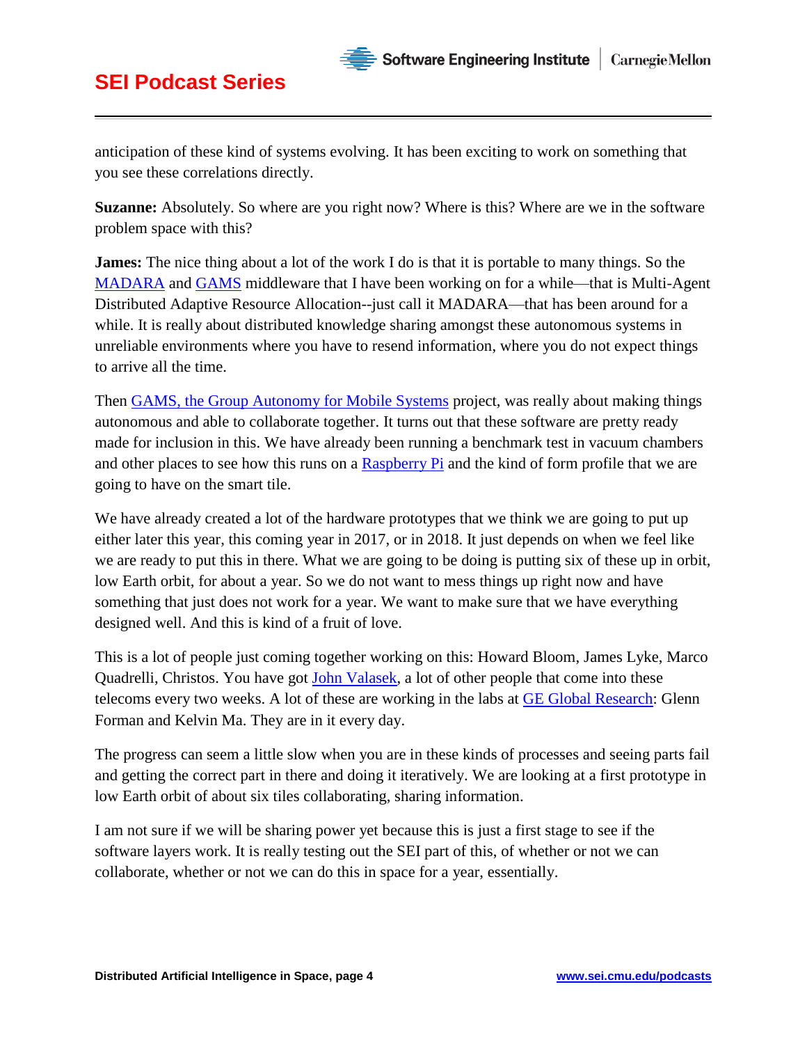anticipation of these kind of systems evolving. It has been exciting to work on something that you see these correlations directly.

**Suzanne:** Absolutely. So where are you right now? Where is this? Where are we in the software problem space with this?

**James:** The nice thing about a lot of the work I do is that it is portable to many things. So the MADARA and GAMS middleware that I have been working on for a while—that is Multi-Agent Distributed Adaptive Resource Allocation--just call it MADARA—that has been around for a while. It is really about distributed knowledge sharing amongst these autonomous systems in unreliable environments where you have to resend information, where you do not expect things to arrive all the time.

Then GAMS, the Group Autonomy for Mobile Systems project, was really about making things autonomous and able to collaborate together. It turns out that these software are pretty ready made for inclusion in this. We have already been running a benchmark test in vacuum chambers and other places to see how this runs on a Raspberry Pi and the kind of form profile that we are going to have on the smart tile.

We have already created a lot of the hardware prototypes that we think we are going to put up either later this year, this coming year in 2017, or in 2018. It just depends on when we feel like we are ready to put this in there. What we are going to be doing is putting six of these up in orbit, low Earth orbit, for about a year. So we do not want to mess things up right now and have something that just does not work for a year. We want to make sure that we have everything designed well. And this is kind of a fruit of love.

This is a lot of people just coming together working on this: Howard Bloom, James Lyke, Marco Quadrelli, Christos. You have got John Valasek, a lot of other people that come into these telecoms every two weeks. A lot of these are working in the labs at GE Global Research: Glenn Forman and Kelvin Ma. They are in it every day.

The progress can seem a little slow when you are in these kinds of processes and seeing parts fail and getting the correct part in there and doing it iteratively. We are looking at a first prototype in low Earth orbit of about six tiles collaborating, sharing information.

I am not sure if we will be sharing power yet because this is just a first stage to see if the software layers work. It is really testing out the SEI part of this, of whether or not we can collaborate, whether or not we can do this in space for a year, essentially.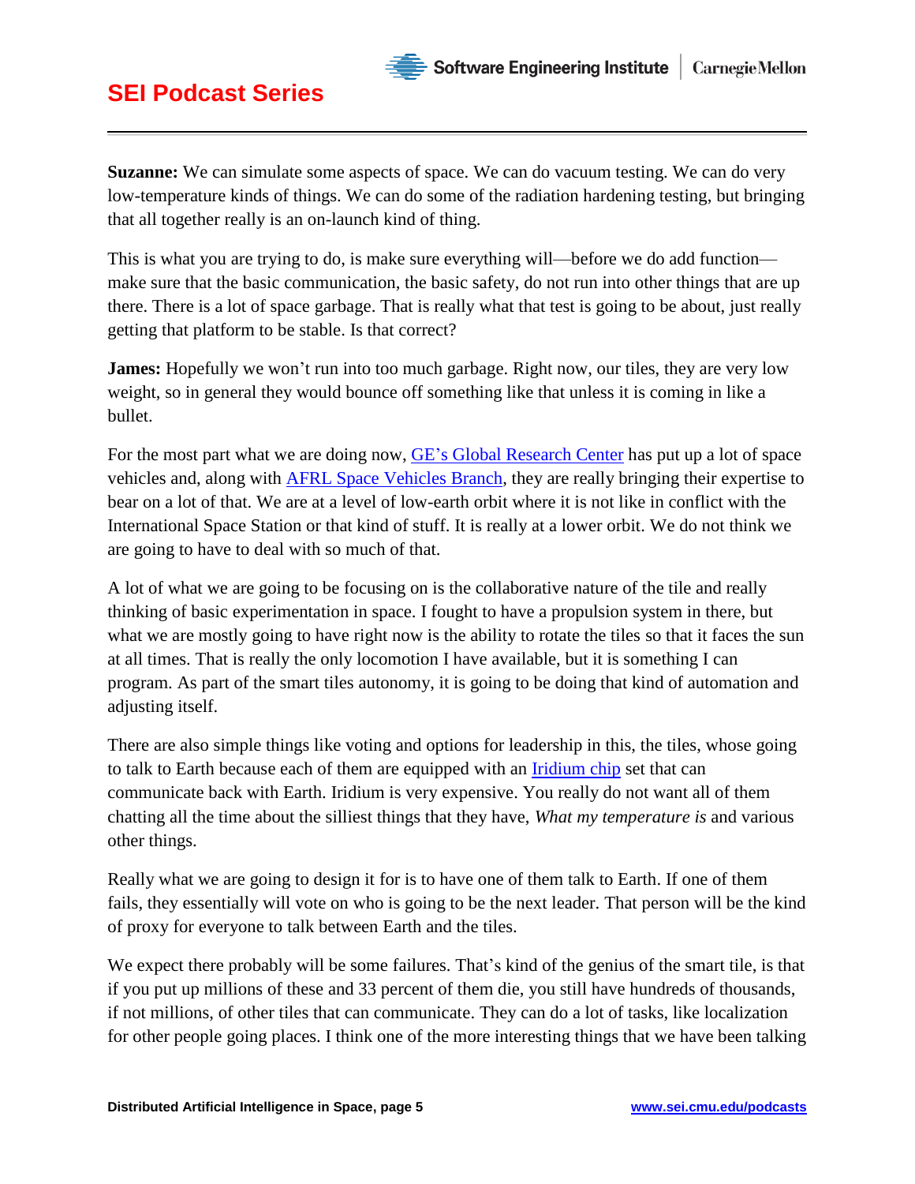**Suzanne:** We can simulate some aspects of space. We can do vacuum testing. We can do very low-temperature kinds of things. We can do some of the radiation hardening testing, but bringing that all together really is an on-launch kind of thing.

This is what you are trying to do, is make sure everything will—before we do add function—make sure that the basic communication, the basic safety, do not run into other things that are up there. There is a lot of space garbage. That is really what that test is going to be about, just really getting that platform to be stable. Is that correct?

**James:** Hopefully we won't run into too much garbage. Right now, our tiles, they are very low weight, so in general they would bounce off something like that unless it is coming in like a bullet.

For the most part what we are doing now, [GE's Global Research Center](https://www.ge.com/research/) has put up a lot of space vehicles and, along with [AFRL Space Vehicles Branch](https://www.afrl.af.mil/), they are really bringing their expertise to bear on a lot of that. We are at a level of low-earth orbit where it is not like in conflict with the International Space Station or that kind of stuff. It is really at a lower orbit. We do not think we are going to have to deal with so much of that.

A lot of what we are going to be focusing on is the collaborative nature of the tile and really thinking of basic experimentation in space. I fought to have a propulsion system in there, but what we are mostly going to have right now is the ability to rotate the tiles so that it faces the sun at all times. That is really the only locomotion I have available, but it is something I can program. As part of the smart tiles autonomy, it is going to be doing that kind of automation and adjusting itself.

There are also simple things like voting and options for leadership in this, the tiles, whose going to talk to Earth because each of them are equipped with an [Iridium chip](https://www.iridium.com/) set that can communicate back with Earth. Iridium is very expensive. You really do not want all of them chatting all the time about the silliest things that they have, *What my temperature is* and various other things.

Really what we are going to design it for is to have one of them talk to Earth. If one of them fails, they essentially will vote on who is going to be the next leader. That person will be the kind of proxy for everyone to talk between Earth and the tiles.

We expect there probably will be some failures. That's kind of the genius of the smart tile, is that if you put up millions of these and 33 percent of them die, you still have hundreds of thousands, if not millions, of other tiles that can communicate. They can do a lot of tasks, like localization for other people going places. I think one of the more interesting things that we have been talking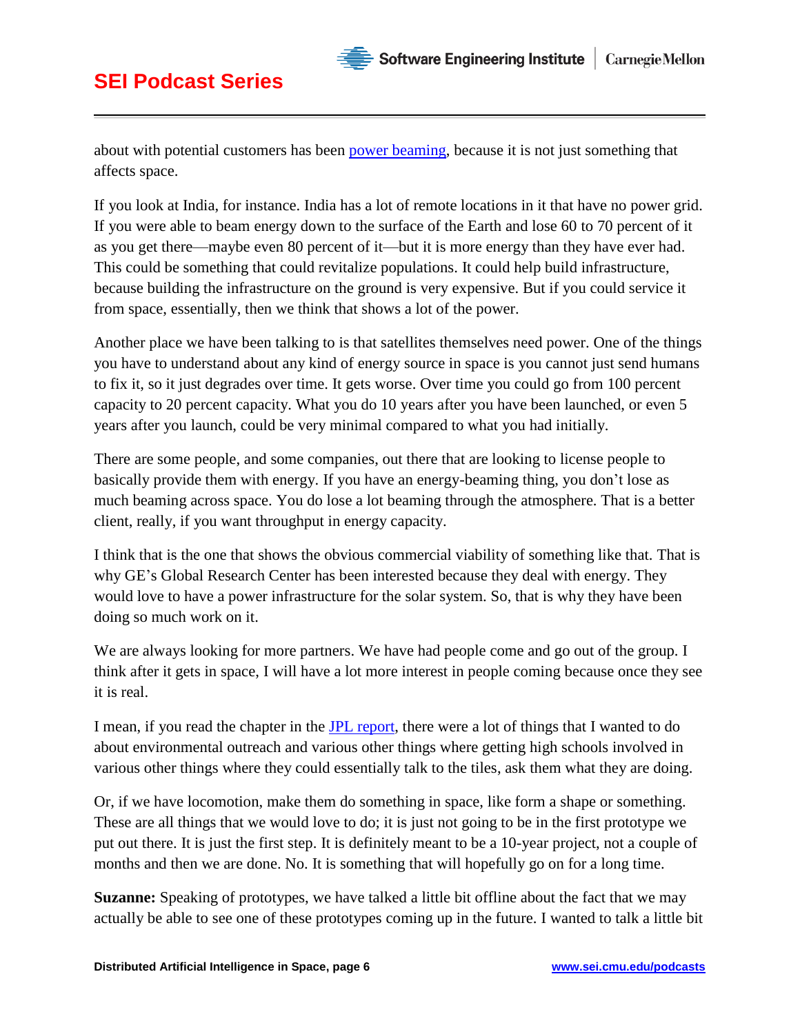about with potential customers has been [power beaming](), because it is not just something that affects space.

If you look at India, for instance. India has a lot of remote locations in it that have no power grid. If you were able to beam energy down to the surface of the Earth and lose 60 to 70 percent of it as you get there—maybe even 80 percent of it—but it is more energy than they have ever had. This could be something that could revitalize populations. It could help build infrastructure, because building the infrastructure on the ground is very expensive. But if you could service it from space, essentially, then we think that shows a lot of the power.

Another place we have been talking to is that satellites themselves need power. One of the things you have to understand about any kind of energy source in space is you cannot just send humans to fix it, so it just degrades over time. It gets worse. Over time you could go from 100 percent capacity to 20 percent capacity. What you do 10 years after you have been launched, or even 5 years after you launch, could be very minimal compared to what you had initially.

There are some people, and some companies, out there that are looking to license people to basically provide them with energy. If you have an energy-beaming thing, you don't lose as much beaming across space. You do lose a lot beaming through the atmosphere. That is a better client, really, if you want throughput in energy capacity.

I think that is the one that shows the obvious commercial viability of something like that. That is why GE's Global Research Center has been interested because they deal with energy. They would love to have a power infrastructure for the solar system. So, that is why they have been doing so much work on it.

We are always looking for more partners. We have had people come and go out of the group. I think after it gets in space, I will have a lot more interest in people coming because once they see it is real.

I mean, if you read the chapter in the [JPL report](), there were a lot of things that I wanted to do about environmental outreach and various other things where getting high schools involved in various other things where they could essentially talk to the tiles, ask them what they are doing.

Or, if we have locomotion, make them do something in space, like form a shape or something. These are all things that we would love to do; it is just not going to be in the first prototype we put out there. It is just the first step. It is definitely meant to be a 10-year project, not a couple of months and then we are done. No. It is something that will hopefully go on for a long time.

**Suzanne:** Speaking of prototypes, we have talked a little bit offline about the fact that we may actually be able to see one of these prototypes coming up in the future. I wanted to talk a little bit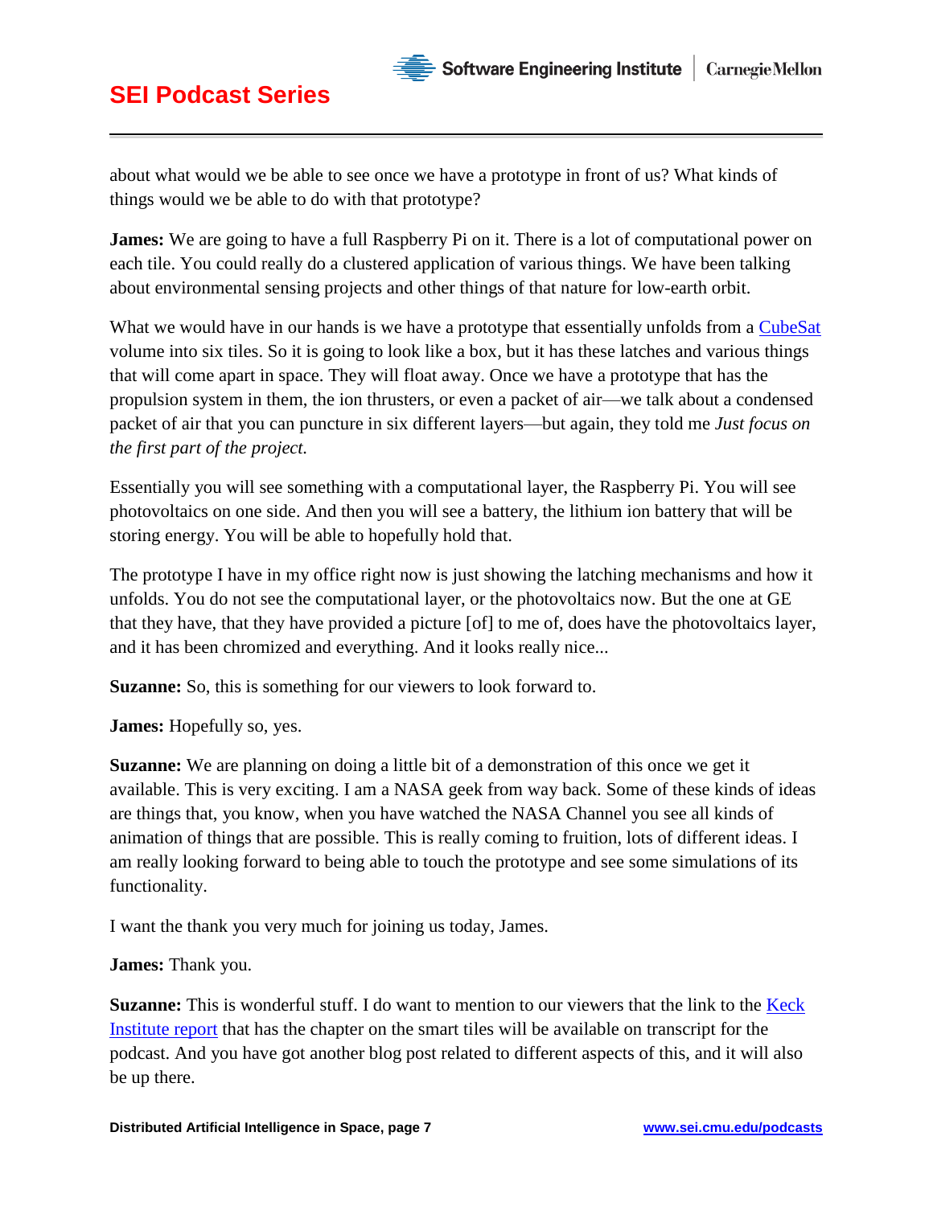about what would we be able to see once we have a prototype in front of us? What kinds of things would we be able to do with that prototype?

**James:** We are going to have a full Raspberry Pi on it. There is a lot of computational power on each tile. You could really do a clustered application of various things. We have been talking about environmental sensing projects and other things of that nature for low-earth orbit.

What we would have in our hands is we have a prototype that essentially unfolds from a [CubeSat](#) volume into six tiles. So it is going to look like a box, but it has these latches and various things that will come apart in space. They will float away. Once we have a prototype that has the propulsion system in them, the ion thrusters, or even a packet of air—we talk about a condensed packet of air that you can puncture in six different layers—but again, they told me *Just focus on the first part of the project.*

Essentially you will see something with a computational layer, the Raspberry Pi. You will see photovoltaics on one side. And then you will see a battery, the lithium ion battery that will be storing energy. You will be able to hopefully hold that.

The prototype I have in my office right now is just showing the latching mechanisms and how it unfolds. You do not see the computational layer, or the photovoltaics now. But the one at GE that they have, that they have provided a picture [of] to me of, does have the photovoltaics layer, and it has been chromized and everything. And it looks really nice...

**Suzanne:** So, this is something for our viewers to look forward to.

**James:** Hopefully so, yes.

**Suzanne:** We are planning on doing a little bit of a demonstration of this once we get it available. This is very exciting. I am a NASA geek from way back. Some of these kinds of ideas are things that, you know, when you have watched the NASA Channel you see all kinds of animation of things that are possible. This is really coming to fruition, lots of different ideas. I am really looking forward to being able to touch the prototype and see some simulations of its functionality.

I want the thank you very much for joining us today, James.

**James:** Thank you.

**Suzanne:** This is wonderful stuff. I do want to mention to our viewers that the link to the [Keck Institute report](#) that has the chapter on the smart tiles will be available on transcript for the podcast. And you have got another blog post related to different aspects of this, and it will also be up there.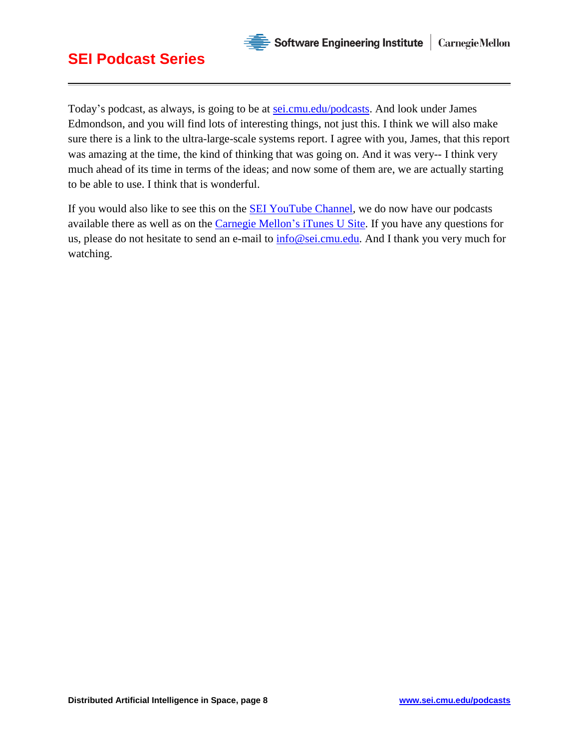Today's podcast, as always, is going to be at [sei.cmu.edu/podcasts](sei.cmu.edu/podcasts). And look under James Edmondson, and you will find lots of interesting things, not just this. I think we will also make sure there is a link to the ultra-large-scale systems report. I agree with you, James, that this report was amazing at the time, the kind of thinking that was going on. And it was very-- I think very much ahead of its time in terms of the ideas; and now some of them are, we are actually starting to be able to use. I think that is wonderful.

If you would also like to see this on the SEI YouTube Channel, we do now have our podcasts available there as well as on the Carnegie Mellon's iTunes U Site. If you have any questions for us, please do not hesitate to send an e-mail to info@sei.cmu.edu. And I thank you very much for watching.